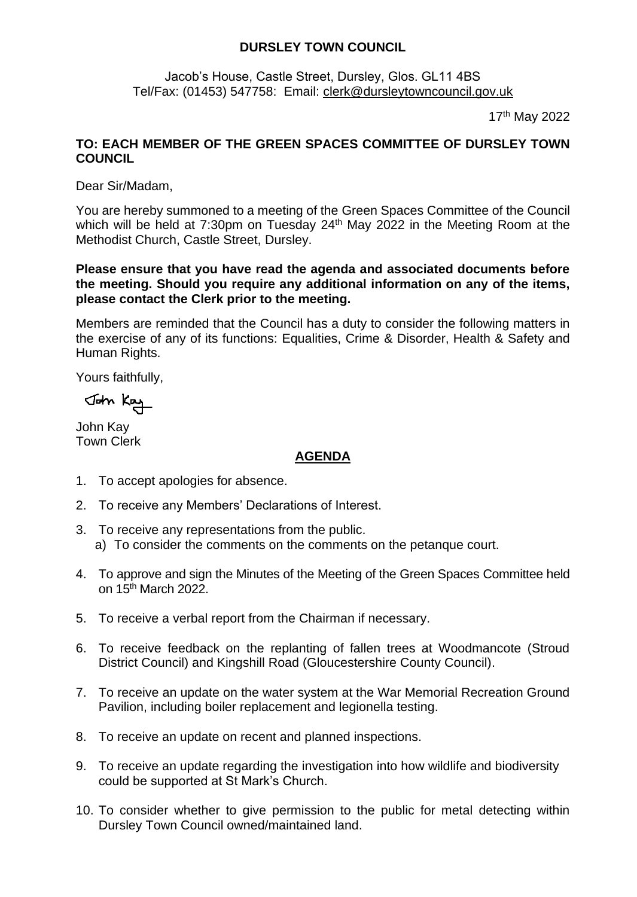**DURSLEY TOWN COUNCIL**

Jacob's House, Castle Street, Dursley, Glos. GL11 4BS
Tel/Fax: (01453) 547758: Email: clerk@dursleytowncouncil.gov.uk

17th May 2022

**TO: EACH MEMBER OF THE GREEN SPACES COMMITTEE OF DURSLEY TOWN COUNCIL**

Dear Sir/Madam,

You are hereby summoned to a meeting of the Green Spaces Committee of the Council which will be held at 7:30pm on Tuesday 24th May 2022 in the Meeting Room at the Methodist Church, Castle Street, Dursley.

**Please ensure that you have read the agenda and associated documents before the meeting. Should you require any additional information on any of the items, please contact the Clerk prior to the meeting.**

Members are reminded that the Council has a duty to consider the following matters in the exercise of any of its functions: Equalities, Crime & Disorder, Health & Safety and Human Rights.

Yours faithfully,

John Kay

John Kay
Town Clerk

## AGENDA

1. To accept apologies for absence.
2. To receive any Members' Declarations of Interest.
3. To receive any representations from the public.
   a) To consider the comments on the comments on the petanque court.
4. To approve and sign the Minutes of the Meeting of the Green Spaces Committee held on 15th March 2022.
5. To receive a verbal report from the Chairman if necessary.
6. To receive feedback on the replanting of fallen trees at Woodmancote (Stroud District Council) and Kingshill Road (Gloucestershire County Council).
7. To receive an update on the water system at the War Memorial Recreation Ground Pavilion, including boiler replacement and legionella testing.
8. To receive an update on recent and planned inspections.
9. To receive an update regarding the investigation into how wildlife and biodiversity could be supported at St Mark's Church.
10. To consider whether to give permission to the public for metal detecting within Dursley Town Council owned/maintained land.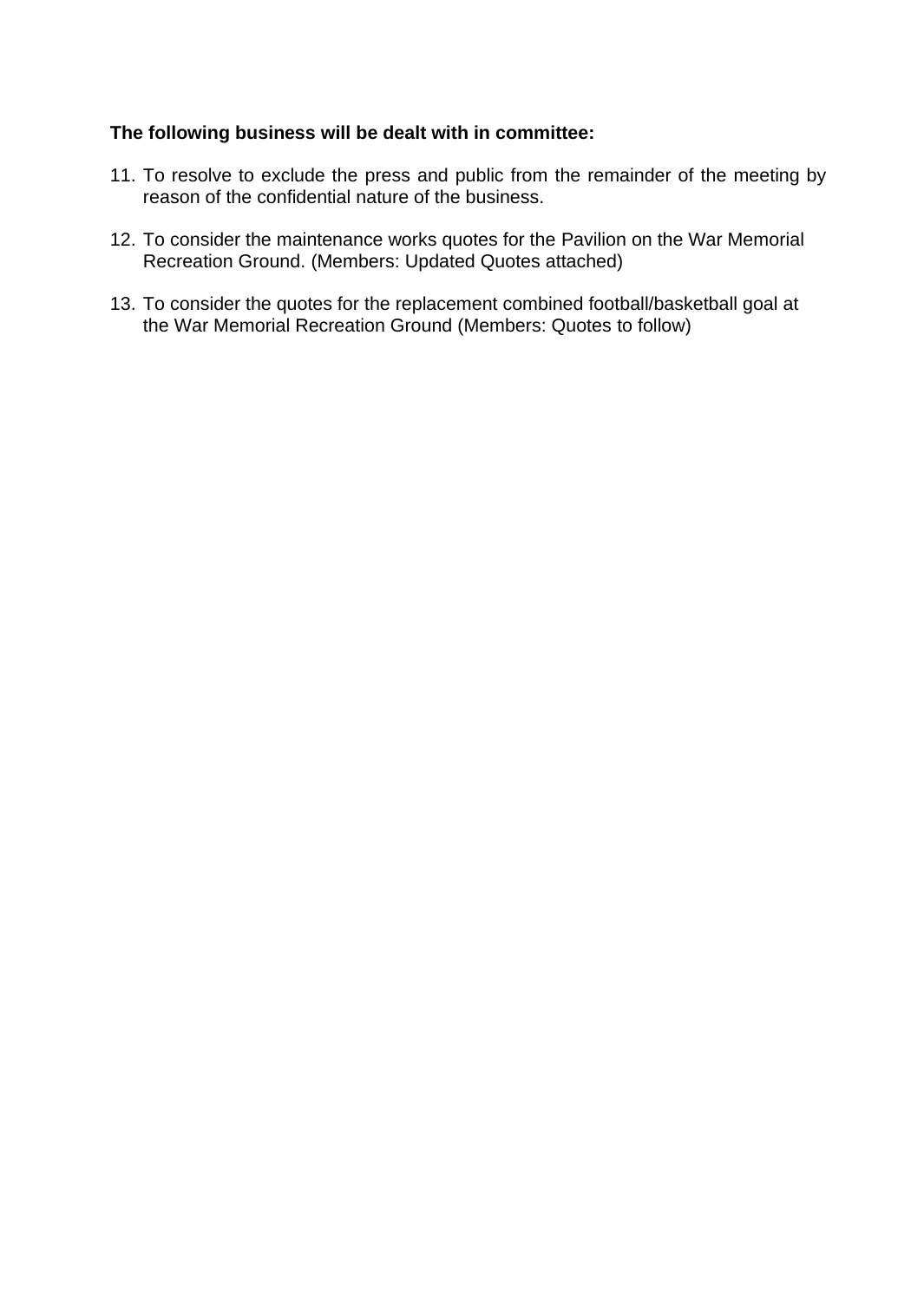**The following business will be dealt with in committee:**

11. To resolve to exclude the press and public from the remainder of the meeting by reason of the confidential nature of the business.

12. To consider the maintenance works quotes for the Pavilion on the War Memorial Recreation Ground. (Members: Updated Quotes attached)

13. To consider the quotes for the replacement combined football/basketball goal at the War Memorial Recreation Ground (Members: Quotes to follow)